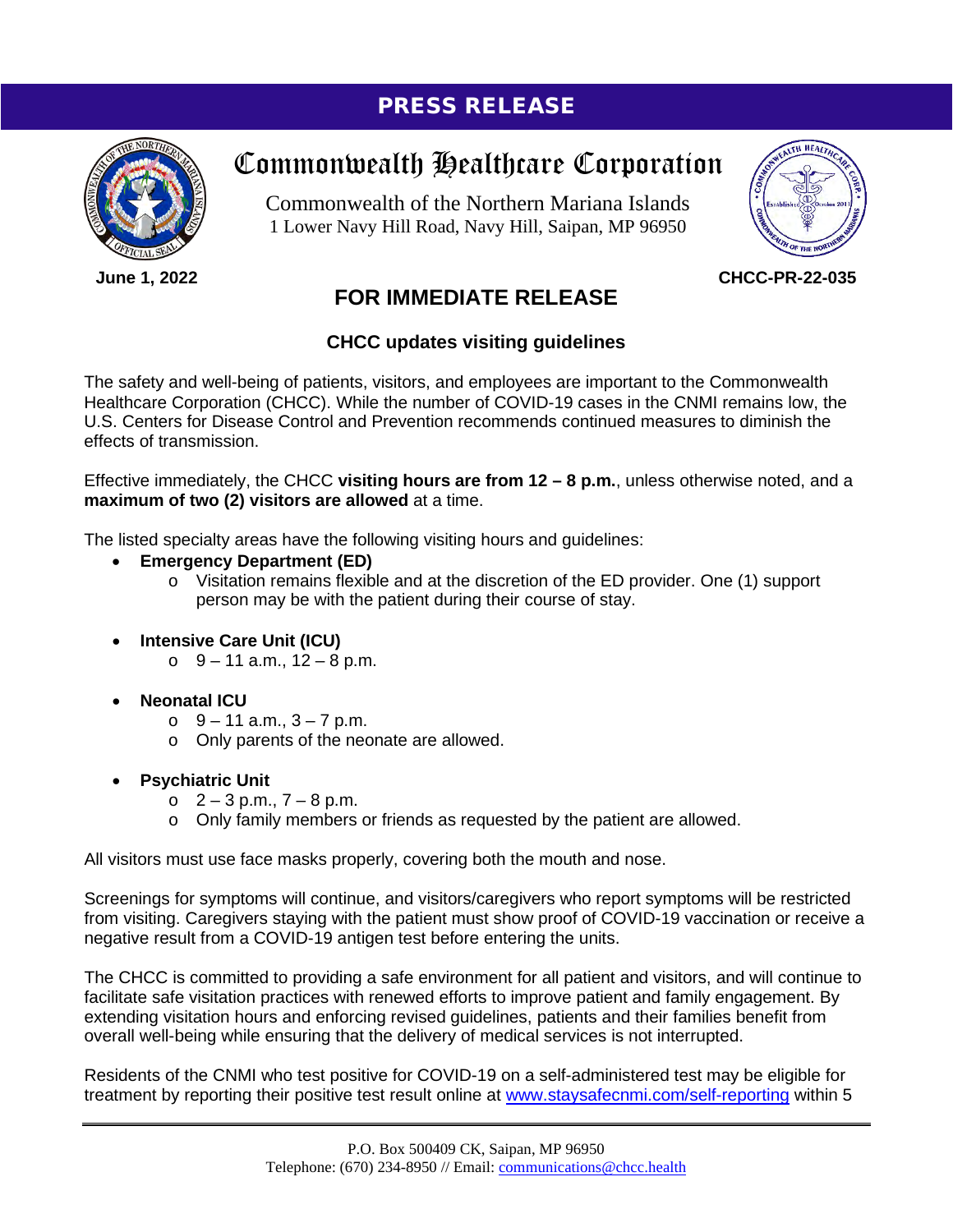PRESS RELEASE

# Commonwealth Healthcare Corporation

Commonwealth of the Northern Mariana Islands
1 Lower Navy Hill Road, Navy Hill, Saipan, MP 96950

**June 1, 2022** **CHCC-PR-22-035**

## FOR IMMEDIATE RELEASE

### CHCC updates visiting guidelines

The safety and well-being of patients, visitors, and employees are important to the Commonwealth Healthcare Corporation (CHCC). While the number of COVID-19 cases in the CNMI remains low, the U.S. Centers for Disease Control and Prevention recommends continued measures to diminish the effects of transmission.

Effective immediately, the CHCC **visiting hours are from 12 – 8 p.m.**, unless otherwise noted, and a **maximum of two (2) visitors are allowed** at a time.

The listed specialty areas have the following visiting hours and guidelines:

- **Emergency Department (ED)**
  - Visitation remains flexible and at the discretion of the ED provider. One (1) support person may be with the patient during their course of stay.
- **Intensive Care Unit (ICU)**
  - 9 – 11 a.m., 12 – 8 p.m.
- **Neonatal ICU**
  - 9 – 11 a.m., 3 – 7 p.m.
  - Only parents of the neonate are allowed.
- **Psychiatric Unit**
  - 2 – 3 p.m., 7 – 8 p.m.
  - Only family members or friends as requested by the patient are allowed.

All visitors must use face masks properly, covering both the mouth and nose.

Screenings for symptoms will continue, and visitors/caregivers who report symptoms will be restricted from visiting. Caregivers staying with the patient must show proof of COVID-19 vaccination or receive a negative result from a COVID-19 antigen test before entering the units.

The CHCC is committed to providing a safe environment for all patient and visitors, and will continue to facilitate safe visitation practices with renewed efforts to improve patient and family engagement. By extending visitation hours and enforcing revised guidelines, patients and their families benefit from overall well-being while ensuring that the delivery of medical services is not interrupted.

Residents of the CNMI who test positive for COVID-19 on a self-administered test may be eligible for treatment by reporting their positive test result online at [www.staysafecnmi.com/self-reporting](www.staysafecnmi.com/self-reporting) within 5

P.O. Box 500409 CK, Saipan, MP 96950
Telephone: (670) 234-8950 // Email: communications@chcc.health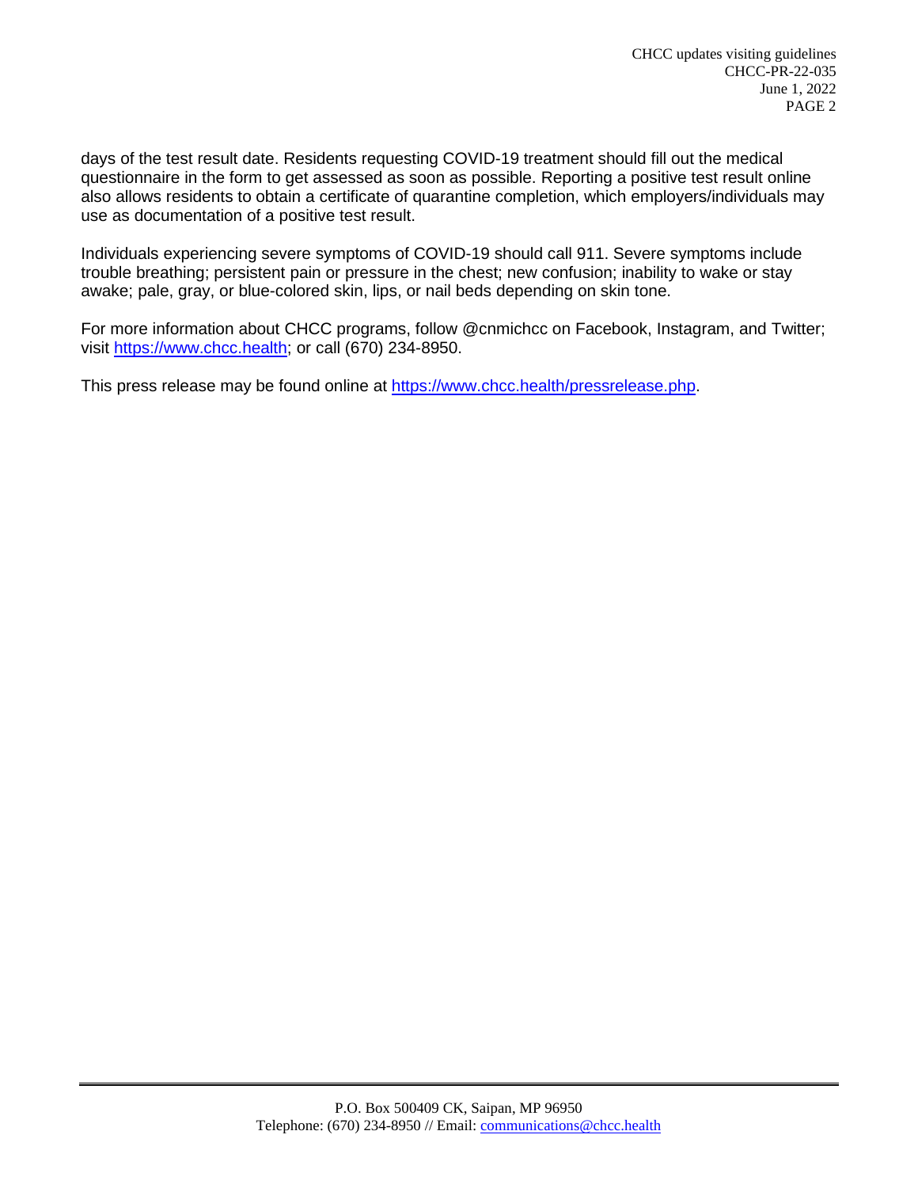days of the test result date. Residents requesting COVID-19 treatment should fill out the medical questionnaire in the form to get assessed as soon as possible. Reporting a positive test result online also allows residents to obtain a certificate of quarantine completion, which employers/individuals may use as documentation of a positive test result.

Individuals experiencing severe symptoms of COVID-19 should call 911. Severe symptoms include trouble breathing; persistent pain or pressure in the chest; new confusion; inability to wake or stay awake; pale, gray, or blue-colored skin, lips, or nail beds depending on skin tone.

For more information about CHCC programs, follow @cnmichcc on Facebook, Instagram, and Twitter; visit [https://www.chcc.health](https://www.chcc.health); or call (670) 234-8950.

This press release may be found online at [https://www.chcc.health/pressrelease.php](https://www.chcc.health/pressrelease.php).